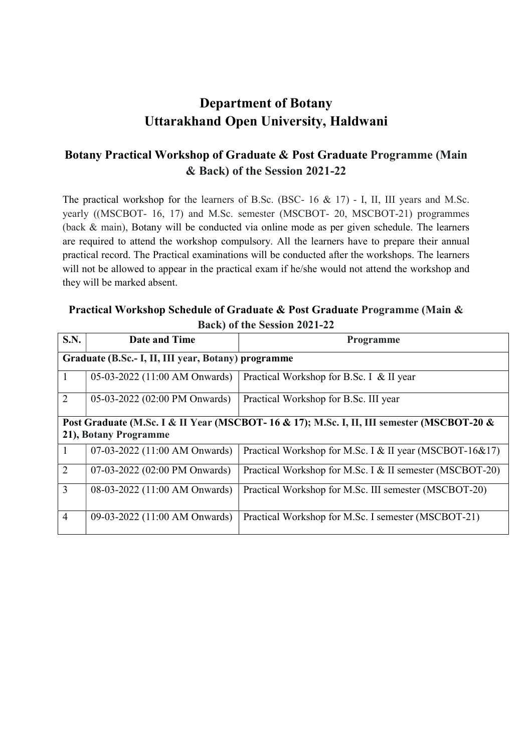# Department of Botany
# Uttarakhand Open University, Haldwani

## Botany Practical Workshop of Graduate & Post Graduate Programme (Main & Back) of the Session 2021-22

The practical workshop for the learners of B.Sc. (BSC- 16 & 17) - I, II, III years and M.Sc. yearly ((MSCBOT- 16, 17) and M.Sc. semester (MSCBOT- 20, MSCBOT-21) programmes (back & main), Botany will be conducted via online mode as per given schedule. The learners are required to attend the workshop compulsory. All the learners have to prepare their annual practical record. The Practical examinations will be conducted after the workshops. The learners will not be allowed to appear in the practical exam if he/she would not attend the workshop and they will be marked absent.

### Practical Workshop Schedule of Graduate & Post Graduate Programme (Main & Back) of the Session 2021-22

| S.N. | Date and Time | Programme |
|---|---|---|
| **Graduate (B.Sc.- I, II, III year, Botany) programme** | | |
| 1 | 05-03-2022 (11:00 AM Onwards) | Practical Workshop for B.Sc. I & II year |
| 2 | 05-03-2022 (02:00 PM Onwards) | Practical Workshop for B.Sc. III year |
| **Post Graduate (M.Sc. I & II Year (MSCBOT- 16 & 17); M.Sc. I, II, III semester (MSCBOT-20 & 21), Botany Programme** | | |
| 1 | 07-03-2022 (11:00 AM Onwards) | Practical Workshop for M.Sc. I & II year (MSCBOT-16&17) |
| 2 | 07-03-2022 (02:00 PM Onwards) | Practical Workshop for M.Sc. I & II semester (MSCBOT-20) |
| 3 | 08-03-2022 (11:00 AM Onwards) | Practical Workshop for M.Sc. III semester (MSCBOT-20) |
| 4 | 09-03-2022 (11:00 AM Onwards) | Practical Workshop for M.Sc. I semester (MSCBOT-21) |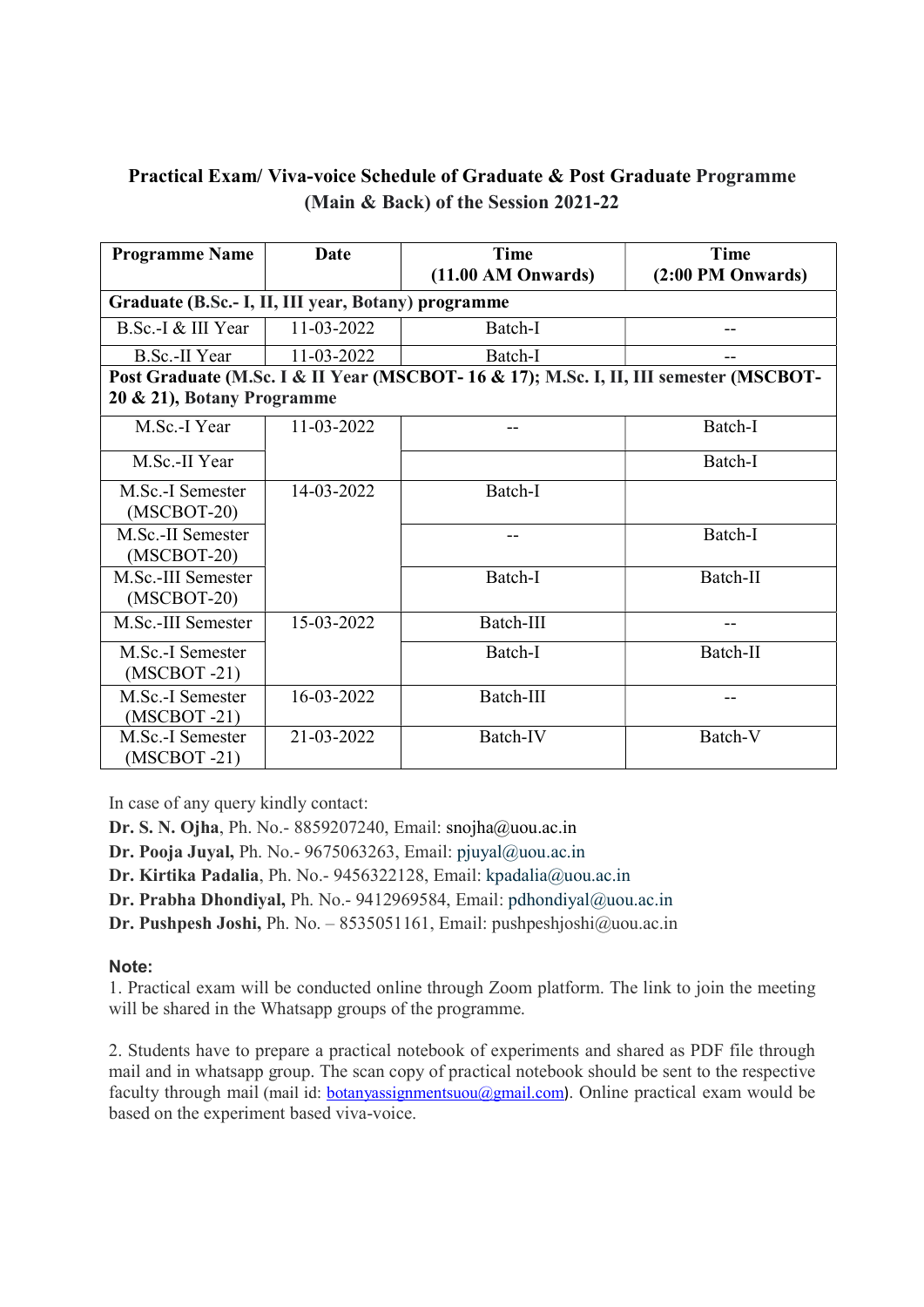## Practical Exam/ Viva-voice Schedule of Graduate & Post Graduate Programme (Main & Back) of the Session 2021-22

| Programme Name | Date | Time (11.00 AM Onwards) | Time (2:00 PM Onwards) |
|---|---|---|---|
| **Graduate (B.Sc.- I, II, III year, Botany) programme** | | | |
| B.Sc.-I & III Year | 11-03-2022 | Batch-I | -- |
| B.Sc.-II Year | 11-03-2022 | Batch-I | -- |
| **Post Graduate (M.Sc. I & II Year (MSCBOT- 16 & 17); M.Sc. I, II, III semester (MSCBOT-20 & 21), Botany Programme** | | | |
| M.Sc.-I Year | 11-03-2022 | -- | Batch-I |
| M.Sc.-II Year | | | Batch-I |
| M.Sc.-I Semester (MSCBOT-20) | 14-03-2022 | Batch-I | |
| M.Sc.-II Semester (MSCBOT-20) | | -- | Batch-I |
| M.Sc.-III Semester (MSCBOT-20) | | Batch-I | Batch-II |
| M.Sc.-III Semester | 15-03-2022 | Batch-III | -- |
| M.Sc.-I Semester (MSCBOT -21) | | Batch-I | Batch-II |
| M.Sc.-I Semester (MSCBOT -21) | 16-03-2022 | Batch-III | -- |
| M.Sc.-I Semester (MSCBOT -21) | 21-03-2022 | Batch-IV | Batch-V |

In case of any query kindly contact:

**Dr. S. N. Ojha**, Ph. No.- 8859207240, Email: snojha@uou.ac.in

**Dr. Pooja Juyal,** Ph. No.- 9675063263, Email: pjuyal@uou.ac.in

**Dr. Kirtika Padalia**, Ph. No.- 9456322128, Email: kpadalia@uou.ac.in

**Dr. Prabha Dhondiyal,** Ph. No.- 9412969584, Email: pdhondiyal@uou.ac.in

**Dr. Pushpesh Joshi,** Ph. No. – 8535051161, Email: pushpeshjoshi@uou.ac.in

**Note:**

1. Practical exam will be conducted online through Zoom platform. The link to join the meeting will be shared in the Whatsapp groups of the programme.

2. Students have to prepare a practical notebook of experiments and shared as PDF file through mail and in whatsapp group. The scan copy of practical notebook should be sent to the respective faculty through mail (mail id: botanyassignmentsuou@gmail.com). Online practical exam would be based on the experiment based viva-voice.